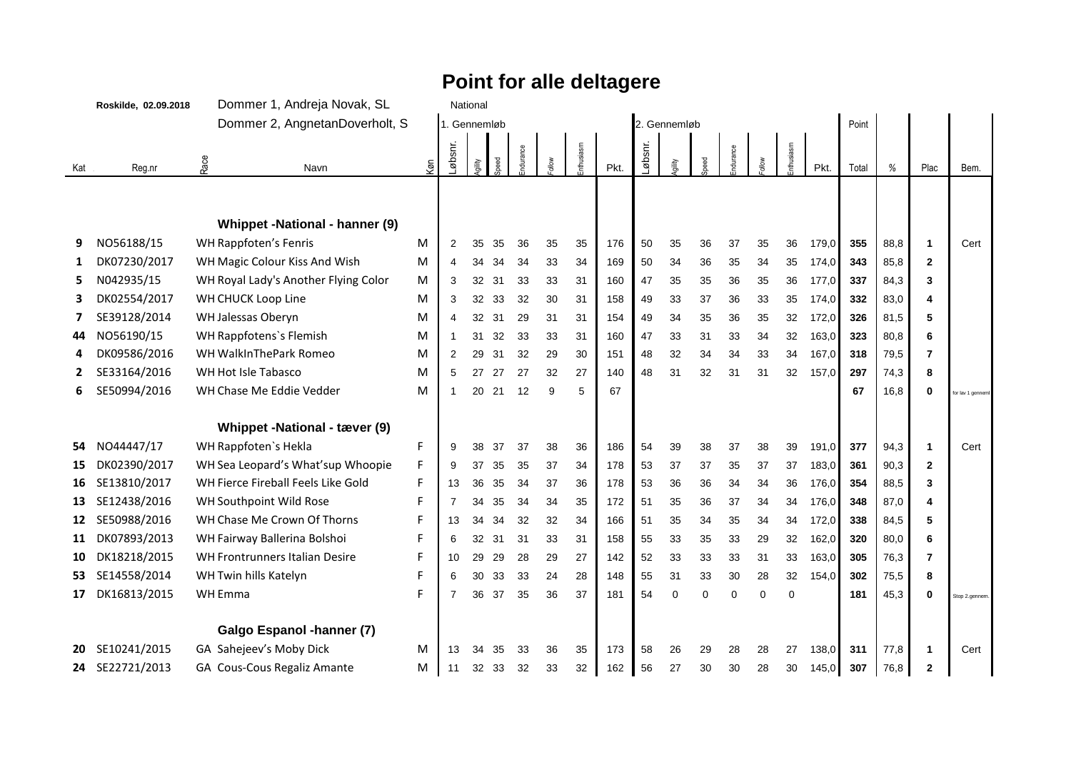# Point for alle deltagere

**Roskilde, 02.09.2018** Dommer 1, Andreja Novak, SL — National

Dommer 2, AgnetanDoverholt, S

| Kat | Reg.nr | Race | Navn | Køn | 1. Gennemløb Løbsnr. | Agility | Speed | Endurance | Follow | Enthusiasm | Pkt. | 2. Gennemløb Løbsnr. | Agility | Speed | Endurance | Follow | Enthusiasm | Pkt. | Point Total | % | Plac | Bem. |
|---|---|---|---|---|---|---|---|---|---|---|---|---|---|---|---|---|---|---|---|---|---|---|
| | | | **Whippet -National - hanner (9)** | | | | | | | | | | | | | | | | | | | |
| **9** | NO56188/15 | WH | Rappfoten's Fenris | M | 2 | 35 | 35 | 36 | 35 | 35 | 176 | 50 | 35 | 36 | 37 | 35 | 36 | 179,0 | **355** | 88,8 | **1** | Cert |
| **1** | DK07230/2017 | WH | Magic Colour Kiss And Wish | M | 4 | 34 | 34 | 34 | 33 | 34 | 169 | 50 | 34 | 36 | 35 | 34 | 35 | 174,0 | **343** | 85,8 | **2** | |
| **5** | N042935/15 | WH | Royal Lady's Another Flying Color | M | 3 | 32 | 31 | 33 | 33 | 31 | 160 | 47 | 35 | 35 | 36 | 35 | 36 | 177,0 | **337** | 84,3 | **3** | |
| **3** | DK02554/2017 | WH | CHUCK Loop Line | M | 3 | 32 | 33 | 32 | 30 | 31 | 158 | 49 | 33 | 37 | 36 | 33 | 35 | 174,0 | **332** | 83,0 | **4** | |
| **7** | SE39128/2014 | WH | Jalessas Oberyn | M | 4 | 32 | 31 | 29 | 31 | 31 | 154 | 49 | 34 | 35 | 36 | 35 | 32 | 172,0 | **326** | 81,5 | **5** | |
| **44** | NO56190/15 | WH | Rappfotens`s Flemish | M | 1 | 31 | 32 | 33 | 33 | 31 | 160 | 47 | 33 | 31 | 33 | 34 | 32 | 163,0 | **323** | 80,8 | **6** | |
| **4** | DK09586/2016 | WH | WalkInThePark Romeo | M | 2 | 29 | 31 | 32 | 29 | 30 | 151 | 48 | 32 | 34 | 34 | 33 | 34 | 167,0 | **318** | 79,5 | **7** | |
| **2** | SE33164/2016 | WH | Hot Isle Tabasco | M | 5 | 27 | 27 | 27 | 32 | 27 | 140 | 48 | 31 | 32 | 31 | 31 | 32 | 157,0 | **297** | 74,3 | **8** | |
| **6** | SE50994/2016 | WH | Chase Me Eddie Vedder | M | 1 | 20 | 21 | 12 | 9 | 5 | 67 | | | | | | | | **67** | 16,8 | **0** | for lav 1 genneml |
| | | | **Whippet -National - tæver (9)** | | | | | | | | | | | | | | | | | | | |
| **54** | NO44447/17 | WH | Rappfoten`s Hekla | F | 9 | 38 | 37 | 37 | 38 | 36 | 186 | 54 | 39 | 38 | 37 | 38 | 39 | 191,0 | **377** | 94,3 | **1** | Cert |
| **15** | DK02390/2017 | WH | Sea Leopard's What'sup Whoopie | F | 9 | 37 | 35 | 35 | 37 | 34 | 178 | 53 | 37 | 37 | 35 | 37 | 37 | 183,0 | **361** | 90,3 | **2** | |
| **16** | SE13810/2017 | WH | Fierce Fireball Feels Like Gold | F | 13 | 36 | 35 | 34 | 37 | 36 | 178 | 53 | 36 | 36 | 34 | 34 | 36 | 176,0 | **354** | 88,5 | **3** | |
| **13** | SE12438/2016 | WH | Southpoint Wild Rose | F | 7 | 34 | 35 | 34 | 34 | 35 | 172 | 51 | 35 | 36 | 37 | 34 | 34 | 176,0 | **348** | 87,0 | **4** | |
| **12** | SE50988/2016 | WH | Chase Me Crown Of Thorns | F | 13 | 34 | 34 | 32 | 32 | 34 | 166 | 51 | 35 | 34 | 35 | 34 | 34 | 172,0 | **338** | 84,5 | **5** | |
| **11** | DK07893/2013 | WH | Fairway Ballerina Bolshoi | F | 6 | 32 | 31 | 31 | 33 | 31 | 158 | 55 | 33 | 35 | 33 | 29 | 32 | 162,0 | **320** | 80,0 | **6** | |
| **10** | DK18218/2015 | WH | Frontrunners Italian Desire | F | 10 | 29 | 29 | 28 | 29 | 27 | 142 | 52 | 33 | 33 | 33 | 31 | 33 | 163,0 | **305** | 76,3 | **7** | |
| **53** | SE14558/2014 | WH | Twin hills Katelyn | F | 6 | 30 | 33 | 33 | 24 | 28 | 148 | 55 | 31 | 33 | 30 | 28 | 32 | 154,0 | **302** | 75,5 | **8** | |
| **17** | DK16813/2015 | WH | Emma | F | 7 | 36 | 37 | 35 | 36 | 37 | 181 | 54 | 0 | 0 | 0 | 0 | 0 | | **181** | 45,3 | **0** | Stop 2.gennem. |
| | | | **Galgo Espanol -hanner (7)** | | | | | | | | | | | | | | | | | | | |
| **20** | SE10241/2015 | GA | Sahejeev's Moby Dick | M | 13 | 34 | 35 | 33 | 36 | 35 | 173 | 58 | 26 | 29 | 28 | 28 | 27 | 138,0 | **311** | 77,8 | **1** | Cert |
| **24** | SE22721/2013 | GA | Cous-Cous Regaliz Amante | M | 11 | 32 | 33 | 32 | 33 | 32 | 162 | 56 | 27 | 30 | 30 | 28 | 30 | 145,0 | **307** | 76,8 | **2** | |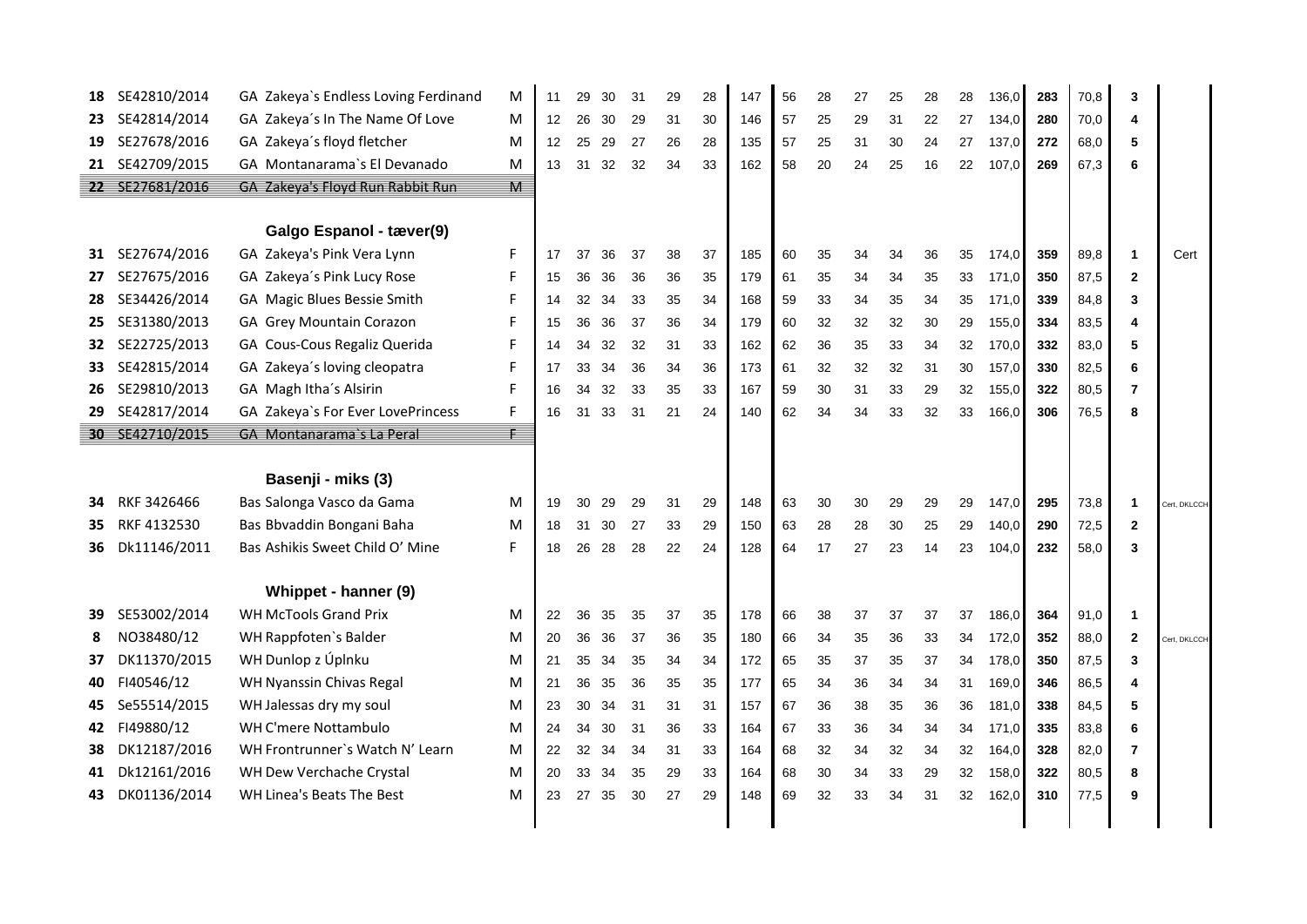| | | | | | | | | | | | | | | | | | | | | | | |
|---|---|---|---|---|---|---|---|---|---|---|---|---|---|---|---|---|---|---|---|---|---|---|
| 18 | SE42810/2014 | GA Zakeya`s Endless Loving Ferdinand | M | 11 | 29 | 30 | 31 | 29 | 28 | 147 | 56 | 28 | 27 | 25 | 28 | 28 | 136,0 | 283 | 70,8 | 3 | |
| 23 | SE42814/2014 | GA Zakeya´s In The Name Of Love | M | 12 | 26 | 30 | 29 | 31 | 30 | 146 | 57 | 25 | 29 | 31 | 22 | 27 | 134,0 | 280 | 70,0 | 4 | |
| 19 | SE27678/2016 | GA Zakeya´s floyd fletcher | M | 12 | 25 | 29 | 27 | 26 | 28 | 135 | 57 | 25 | 31 | 30 | 24 | 27 | 137,0 | 272 | 68,0 | 5 | |
| 21 | SE42709/2015 | GA Montanarama`s El Devanado | M | 13 | 31 | 32 | 32 | 34 | 33 | 162 | 58 | 20 | 24 | 25 | 16 | 22 | 107,0 | 269 | 67,3 | 6 | |
| ~~22~~ | ~~SE27681/2016~~ | ~~GA Zakeya's Floyd Run Rabbit Run~~ | ~~M~~ | | | | | | | | | | | | | | | | | | |
| | | **Galgo Espanol - tæver(9)** | | | | | | | | | | | | | | | | | | | |
| 31 | SE27674/2016 | GA Zakeya's Pink Vera Lynn | F | 17 | 37 | 36 | 37 | 38 | 37 | 185 | 60 | 35 | 34 | 34 | 36 | 35 | 174,0 | 359 | 89,8 | 1 | Cert |
| 27 | SE27675/2016 | GA Zakeya´s Pink Lucy Rose | F | 15 | 36 | 36 | 36 | 36 | 35 | 179 | 61 | 35 | 34 | 34 | 35 | 33 | 171,0 | 350 | 87,5 | 2 | |
| 28 | SE34426/2014 | GA Magic Blues Bessie Smith | F | 14 | 32 | 34 | 33 | 35 | 34 | 168 | 59 | 33 | 34 | 35 | 34 | 35 | 171,0 | 339 | 84,8 | 3 | |
| 25 | SE31380/2013 | GA Grey Mountain Corazon | F | 15 | 36 | 36 | 37 | 36 | 34 | 179 | 60 | 32 | 32 | 32 | 30 | 29 | 155,0 | 334 | 83,5 | 4 | |
| 32 | SE22725/2013 | GA Cous-Cous Regaliz Querida | F | 14 | 34 | 32 | 32 | 31 | 33 | 162 | 62 | 36 | 35 | 33 | 34 | 32 | 170,0 | 332 | 83,0 | 5 | |
| 33 | SE42815/2014 | GA Zakeya´s loving cleopatra | F | 17 | 33 | 34 | 36 | 34 | 36 | 173 | 61 | 32 | 32 | 32 | 31 | 30 | 157,0 | 330 | 82,5 | 6 | |
| 26 | SE29810/2013 | GA Magh Itha´s Alsirin | F | 16 | 34 | 32 | 33 | 35 | 33 | 167 | 59 | 30 | 31 | 33 | 29 | 32 | 155,0 | 322 | 80,5 | 7 | |
| 29 | SE42817/2014 | GA Zakeya`s For Ever LovePrincess | F | 16 | 31 | 33 | 31 | 21 | 24 | 140 | 62 | 34 | 34 | 33 | 32 | 33 | 166,0 | 306 | 76,5 | 8 | |
| ~~30~~ | ~~SE42710/2015~~ | ~~GA Montanarama`s La Peral~~ | ~~F~~ | | | | | | | | | | | | | | | | | | |
| | | **Basenji - miks (3)** | | | | | | | | | | | | | | | | | | | |
| 34 | RKF 3426466 | Bas Salonga Vasco da Gama | M | 19 | 30 | 29 | 29 | 31 | 29 | 148 | 63 | 30 | 30 | 29 | 29 | 29 | 147,0 | 295 | 73,8 | 1 | Cert, DKLCCH |
| 35 | RKF 4132530 | Bas Bbvaddin Bongani Baha | M | 18 | 31 | 30 | 27 | 33 | 29 | 150 | 63 | 28 | 28 | 30 | 25 | 29 | 140,0 | 290 | 72,5 | 2 | |
| 36 | Dk11146/2011 | Bas Ashikis Sweet Child O' Mine | F | 18 | 26 | 28 | 28 | 22 | 24 | 128 | 64 | 17 | 27 | 23 | 14 | 23 | 104,0 | 232 | 58,0 | 3 | |
| | | **Whippet - hanner (9)** | | | | | | | | | | | | | | | | | | | |
| 39 | SE53002/2014 | WH McTools Grand Prix | M | 22 | 36 | 35 | 35 | 37 | 35 | 178 | 66 | 38 | 37 | 37 | 37 | 37 | 186,0 | 364 | 91,0 | 1 | |
| 8 | NO38480/12 | WH Rappfoten`s Balder | M | 20 | 36 | 36 | 37 | 36 | 35 | 180 | 66 | 34 | 35 | 36 | 33 | 34 | 172,0 | 352 | 88,0 | 2 | Cert, DKLCCH |
| 37 | DK11370/2015 | WH Dunlop z Úplnku | M | 21 | 35 | 34 | 35 | 34 | 34 | 172 | 65 | 35 | 37 | 35 | 37 | 34 | 178,0 | 350 | 87,5 | 3 | |
| 40 | FI40546/12 | WH Nyanssin Chivas Regal | M | 21 | 36 | 35 | 36 | 35 | 35 | 177 | 65 | 34 | 36 | 34 | 34 | 31 | 169,0 | 346 | 86,5 | 4 | |
| 45 | Se55514/2015 | WH Jalessas dry my soul | M | 23 | 30 | 34 | 31 | 31 | 31 | 157 | 67 | 36 | 38 | 35 | 36 | 36 | 181,0 | 338 | 84,5 | 5 | |
| 42 | FI49880/12 | WH C'mere Nottambulo | M | 24 | 34 | 30 | 31 | 36 | 33 | 164 | 67 | 33 | 36 | 34 | 34 | 34 | 171,0 | 335 | 83,8 | 6 | |
| 38 | DK12187/2016 | WH Frontrunner`s Watch N' Learn | M | 22 | 32 | 34 | 34 | 31 | 33 | 164 | 68 | 32 | 34 | 32 | 34 | 32 | 164,0 | 328 | 82,0 | 7 | |
| 41 | Dk12161/2016 | WH Dew Verchache Crystal | M | 20 | 33 | 34 | 35 | 29 | 33 | 164 | 68 | 30 | 34 | 33 | 29 | 32 | 158,0 | 322 | 80,5 | 8 | |
| 43 | DK01136/2014 | WH Linea's Beats The Best | M | 23 | 27 | 35 | 30 | 27 | 29 | 148 | 69 | 32 | 33 | 34 | 31 | 32 | 162,0 | 310 | 77,5 | 9 | |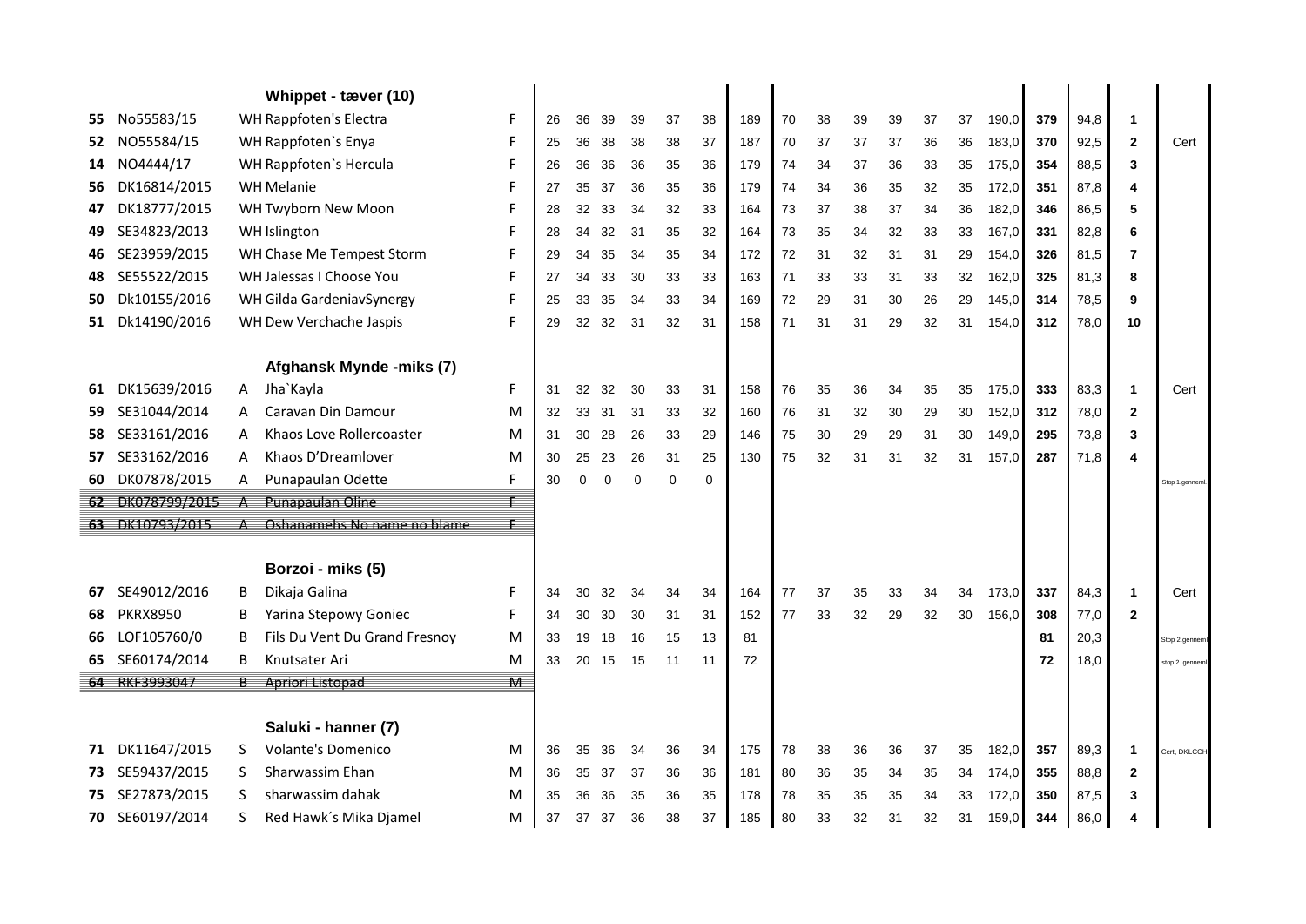| No. | Reg. nr. | Race | Navn | Køn | | | | | | | | | | | | | | | | | | | | |
|---|---|---|---|---|---|---|---|---|---|---|---|---|---|---|---|---|---|---|---|---|---|---|---|---|
| | | | **Whippet - tæver (10)** | | | | | | | | | | | | | | | | | | | | | |
| **55** | No55583/15 | | WH Rappfoten's Electra | F | 26 | 36 | 39 | 39 | 37 | 38 | 189 | 70 | 38 | 39 | 39 | 37 | 37 | 190,0 | **379** | 94,8 | **1** | |
| **52** | NO55584/15 | | WH Rappfoten`s Enya | F | 25 | 36 | 38 | 38 | 38 | 37 | 187 | 70 | 37 | 37 | 37 | 36 | 36 | 183,0 | **370** | 92,5 | **2** | Cert |
| **14** | NO4444/17 | | WH Rappfoten`s Hercula | F | 26 | 36 | 36 | 36 | 35 | 36 | 179 | 74 | 34 | 37 | 36 | 33 | 35 | 175,0 | **354** | 88,5 | **3** | |
| **56** | DK16814/2015 | | WH Melanie | F | 27 | 35 | 37 | 36 | 35 | 36 | 179 | 74 | 34 | 36 | 35 | 32 | 35 | 172,0 | **351** | 87,8 | **4** | |
| **47** | DK18777/2015 | | WH Twyborn New Moon | F | 28 | 32 | 33 | 34 | 32 | 33 | 164 | 73 | 37 | 38 | 37 | 34 | 36 | 182,0 | **346** | 86,5 | **5** | |
| **49** | SE34823/2013 | | WH Islington | F | 28 | 34 | 32 | 31 | 35 | 32 | 164 | 73 | 35 | 34 | 32 | 33 | 33 | 167,0 | **331** | 82,8 | **6** | |
| **46** | SE23959/2015 | | WH Chase Me Tempest Storm | F | 29 | 34 | 35 | 34 | 35 | 34 | 172 | 72 | 31 | 32 | 31 | 31 | 29 | 154,0 | **326** | 81,5 | **7** | |
| **48** | SE55522/2015 | | WH Jalessas I Choose You | F | 27 | 34 | 33 | 30 | 33 | 33 | 163 | 71 | 33 | 33 | 31 | 33 | 32 | 162,0 | **325** | 81,3 | **8** | |
| **50** | Dk10155/2016 | | WH Gilda GardeniavSynergy | F | 25 | 33 | 35 | 34 | 33 | 34 | 169 | 72 | 29 | 31 | 30 | 26 | 29 | 145,0 | **314** | 78,5 | **9** | |
| **51** | Dk14190/2016 | | WH Dew Verchache Jaspis | F | 29 | 32 | 32 | 31 | 32 | 31 | 158 | 71 | 31 | 31 | 29 | 32 | 31 | 154,0 | **312** | 78,0 | **10** | |
| | | | **Afghansk Mynde -miks (7)** | | | | | | | | | | | | | | | | | | | |
| **61** | DK15639/2016 | A | Jha`Kayla | F | 31 | 32 | 32 | 30 | 33 | 31 | 158 | 76 | 35 | 36 | 34 | 35 | 35 | 175,0 | **333** | 83,3 | **1** | Cert |
| **59** | SE31044/2014 | A | Caravan Din Damour | M | 32 | 33 | 31 | 31 | 33 | 32 | 160 | 76 | 31 | 32 | 30 | 29 | 30 | 152,0 | **312** | 78,0 | **2** | |
| **58** | SE33161/2016 | A | Khaos Love Rollercoaster | M | 31 | 30 | 28 | 26 | 33 | 29 | 146 | 75 | 30 | 29 | 29 | 31 | 30 | 149,0 | **295** | 73,8 | **3** | |
| **57** | SE33162/2016 | A | Khaos D'Dreamlover | M | 30 | 25 | 23 | 26 | 31 | 25 | 130 | 75 | 32 | 31 | 31 | 32 | 31 | 157,0 | **287** | 71,8 | **4** | |
| **60** | DK07878/2015 | A | Punapaulan Odette | F | 30 | 0 | 0 | 0 | 0 | 0 | | | | | | | | | | | | Stop 1.genneml. |
| ~~**62**~~ | ~~DK078799/2015~~ | ~~A~~ | ~~Punapaulan Oline~~ | ~~F~~ | | | | | | | | | | | | | | | | | | |
| ~~**63**~~ | ~~DK10793/2015~~ | ~~A~~ | ~~Oshanamehs No name no blame~~ | ~~F~~ | | | | | | | | | | | | | | | | | | |
| | | | **Borzoi - miks (5)** | | | | | | | | | | | | | | | | | | | |
| **67** | SE49012/2016 | B | Dikaja Galina | F | 34 | 30 | 32 | 34 | 34 | 34 | 164 | 77 | 37 | 35 | 33 | 34 | 34 | 173,0 | **337** | 84,3 | **1** | Cert |
| **68** | PKRX8950 | B | Yarina Stepowy Goniec | F | 34 | 30 | 30 | 30 | 31 | 31 | 152 | 77 | 33 | 32 | 29 | 32 | 30 | 156,0 | **308** | 77,0 | **2** | |
| **66** | LOF105760/0 | B | Fils Du Vent Du Grand Fresnoy | M | 33 | 19 | 18 | 16 | 15 | 13 | 81 | | | | | | | | **81** | 20,3 | | Stop 2.genneml |
| **65** | SE60174/2014 | B | Knutsater Ari | M | 33 | 20 | 15 | 15 | 11 | 11 | 72 | | | | | | | | **72** | 18,0 | | stop 2. genneml |
| ~~**64**~~ | ~~RKF3993047~~ | ~~B~~ | ~~Apriori Listopad~~ | ~~M~~ | | | | | | | | | | | | | | | | | | |
| | | | **Saluki - hanner (7)** | | | | | | | | | | | | | | | | | | | |
| **71** | DK11647/2015 | S | Volante's Domenico | M | 36 | 35 | 36 | 34 | 36 | 34 | 175 | 78 | 38 | 36 | 36 | 37 | 35 | 182,0 | **357** | 89,3 | **1** | Cert, DKLCCH |
| **73** | SE59437/2015 | S | Sharwassim Ehan | M | 36 | 35 | 37 | 37 | 36 | 36 | 181 | 80 | 36 | 35 | 34 | 35 | 34 | 174,0 | **355** | 88,8 | **2** | |
| **75** | SE27873/2015 | S | sharwassim dahak | M | 35 | 36 | 36 | 35 | 36 | 35 | 178 | 78 | 35 | 35 | 35 | 34 | 33 | 172,0 | **350** | 87,5 | **3** | |
| **70** | SE60197/2014 | S | Red Hawk´s Mika Djamel | M | 37 | 37 | 37 | 36 | 38 | 37 | 185 | 80 | 33 | 32 | 31 | 32 | 31 | 159,0 | **344** | 86,0 | **4** | |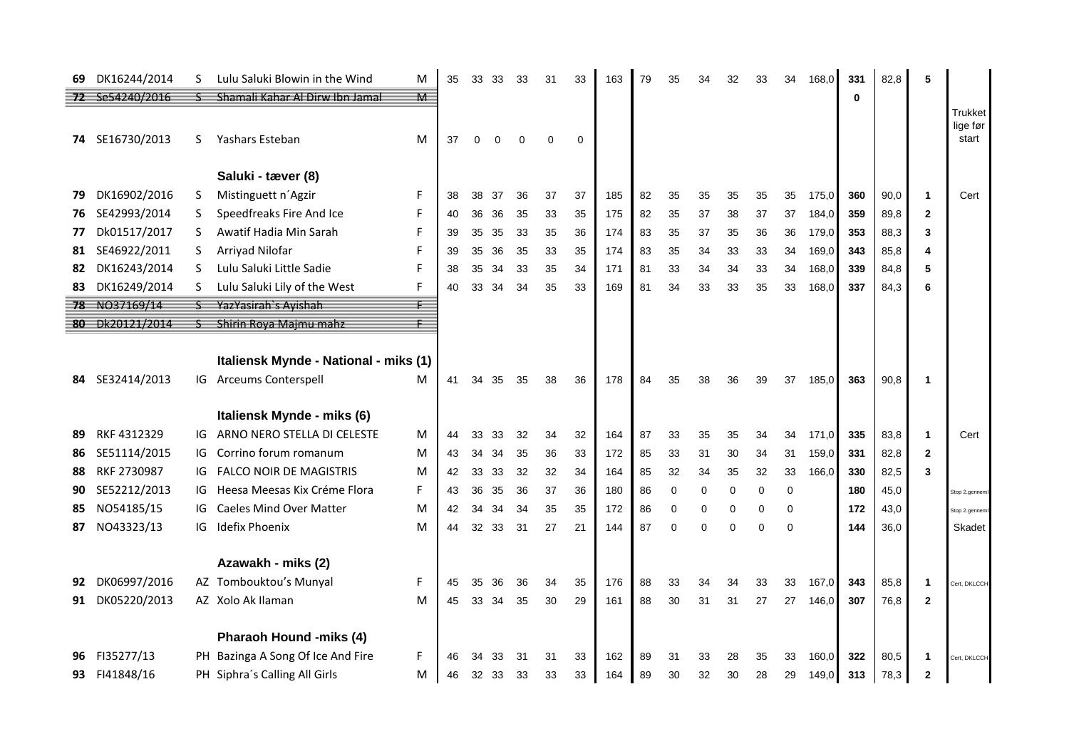| | | | | | | | | | | | | | | | | | | | | | | |
|---|---|---|---|---|---|---|---|---|---|---|---|---|---|---|---|---|---|---|---|---|---|---|
| 69 | DK16244/2014 | S | Lulu Saluki Blowin in the Wind | M | 35 | 33 | 33 | 33 | 31 | 33 | 163 | 79 | 35 | 34 | 32 | 33 | 34 | 168,0 | 331 | 82,8 | 5 | |
| ~~72~~ | ~~Se54240/2016~~ | ~~S~~ | ~~Shamali Kahar Al Dirw Ibn Jamal~~ | ~~M~~ | | | | | | | | | | | | | | | 0 | | | |
| 74 | SE16730/2013 | S | Yashars Esteban | M | 37 | 0 | 0 | 0 | 0 | 0 | | | | | | | | | | | | Trukket lige før start |
| | | | **Saluki - tæver (8)** | | | | | | | | | | | | | | | | | | | |
| 79 | DK16902/2016 | S | Mistinguett n´Agzir | F | 38 | 38 | 37 | 36 | 37 | 37 | 185 | 82 | 35 | 35 | 35 | 35 | 35 | 175,0 | 360 | 90,0 | 1 | Cert |
| 76 | SE42993/2014 | S | Speedfreaks Fire And Ice | F | 40 | 36 | 36 | 35 | 33 | 35 | 175 | 82 | 35 | 37 | 38 | 37 | 37 | 184,0 | 359 | 89,8 | 2 | |
| 77 | Dk01517/2017 | S | Awatif Hadia Min Sarah | F | 39 | 35 | 35 | 33 | 35 | 36 | 174 | 83 | 35 | 37 | 35 | 36 | 36 | 179,0 | 353 | 88,3 | 3 | |
| 81 | SE46922/2011 | S | Arriyad Nilofar | F | 39 | 35 | 36 | 35 | 33 | 35 | 174 | 83 | 35 | 34 | 33 | 33 | 34 | 169,0 | 343 | 85,8 | 4 | |
| 82 | DK16243/2014 | S | Lulu Saluki Little Sadie | F | 38 | 35 | 34 | 33 | 35 | 34 | 171 | 81 | 33 | 34 | 34 | 33 | 34 | 168,0 | 339 | 84,8 | 5 | |
| 83 | DK16249/2014 | S | Lulu Saluki Lily of the West | F | 40 | 33 | 34 | 34 | 35 | 33 | 169 | 81 | 34 | 33 | 33 | 35 | 33 | 168,0 | 337 | 84,3 | 6 | |
| ~~78~~ | ~~NO37169/14~~ | ~~S~~ | ~~YazYasirah`s Ayishah~~ | ~~F~~ | | | | | | | | | | | | | | | | | | |
| ~~80~~ | ~~Dk20121/2014~~ | ~~S~~ | ~~Shirin Roya Majmu mahz~~ | ~~F~~ | | | | | | | | | | | | | | | | | | |
| | | | **Italiensk Mynde - National - miks (1)** | | | | | | | | | | | | | | | | | | | |
| 84 | SE32414/2013 | IG | Arceums Conterspell | M | 41 | 34 | 35 | 35 | 38 | 36 | 178 | 84 | 35 | 38 | 36 | 39 | 37 | 185,0 | 363 | 90,8 | 1 | |
| | | | **Italiensk Mynde - miks (6)** | | | | | | | | | | | | | | | | | | | |
| 89 | RKF 4312329 | IG | ARNO NERO STELLA DI CELESTE | M | 44 | 33 | 33 | 32 | 34 | 32 | 164 | 87 | 33 | 35 | 35 | 34 | 34 | 171,0 | 335 | 83,8 | 1 | Cert |
| 86 | SE51114/2015 | IG | Corrino forum romanum | M | 43 | 34 | 34 | 35 | 36 | 33 | 172 | 85 | 33 | 31 | 30 | 34 | 31 | 159,0 | 331 | 82,8 | 2 | |
| 88 | RKF 2730987 | IG | FALCO NOIR DE MAGISTRIS | M | 42 | 33 | 33 | 32 | 32 | 34 | 164 | 85 | 32 | 34 | 35 | 32 | 33 | 166,0 | 330 | 82,5 | 3 | |
| 90 | SE52212/2013 | IG | Heesa Meesas Kix Créme Flora | F | 43 | 36 | 35 | 36 | 37 | 36 | 180 | 86 | 0 | 0 | 0 | 0 | 0 | | 180 | 45,0 | | Stop 2.gennem |
| 85 | NO54185/15 | IG | Caeles Mind Over Matter | M | 42 | 34 | 34 | 34 | 35 | 35 | 172 | 86 | 0 | 0 | 0 | 0 | 0 | | 172 | 43,0 | | Stop 2.gennem |
| 87 | NO43323/13 | IG | Idefix Phoenix | M | 44 | 32 | 33 | 31 | 27 | 21 | 144 | 87 | 0 | 0 | 0 | 0 | 0 | | 144 | 36,0 | | Skadet |
| | | | **Azawakh - miks (2)** | | | | | | | | | | | | | | | | | | | |
| 92 | DK06997/2016 | AZ | Tombouktou's Munyal | F | 45 | 35 | 36 | 36 | 34 | 35 | 176 | 88 | 33 | 34 | 34 | 33 | 33 | 167,0 | 343 | 85,8 | 1 | Cert, DKLCCH |
| 91 | DK05220/2013 | AZ | Xolo Ak Ilaman | M | 45 | 33 | 34 | 35 | 30 | 29 | 161 | 88 | 30 | 31 | 31 | 27 | 27 | 146,0 | 307 | 76,8 | 2 | |
| | | | **Pharaoh Hound -miks (4)** | | | | | | | | | | | | | | | | | | | |
| 96 | FI35277/13 | PH | Bazinga A Song Of Ice And Fire | F | 46 | 34 | 33 | 31 | 31 | 33 | 162 | 89 | 31 | 33 | 28 | 35 | 33 | 160,0 | 322 | 80,5 | 1 | Cert, DKLCCH |
| 93 | FI41848/16 | PH | Siphra´s Calling All Girls | M | 46 | 32 | 33 | 33 | 33 | 33 | 164 | 89 | 30 | 32 | 30 | 28 | 29 | 149,0 | 313 | 78,3 | 2 | |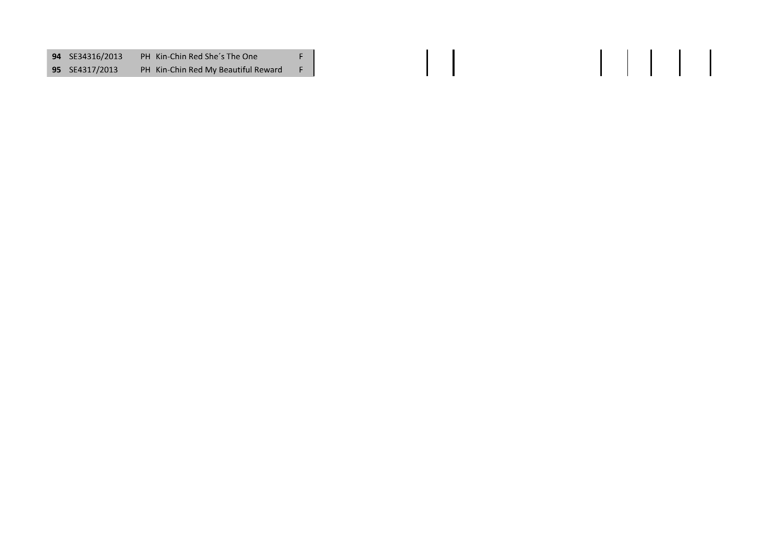| | | | | |
|---|---|---|---|---|
| **94** | SE34316/2013 | PH | Kin-Chin Red She´s The One | F |
| **95** | SE4317/2013 | PH | Kin-Chin Red My Beautiful Reward | F |